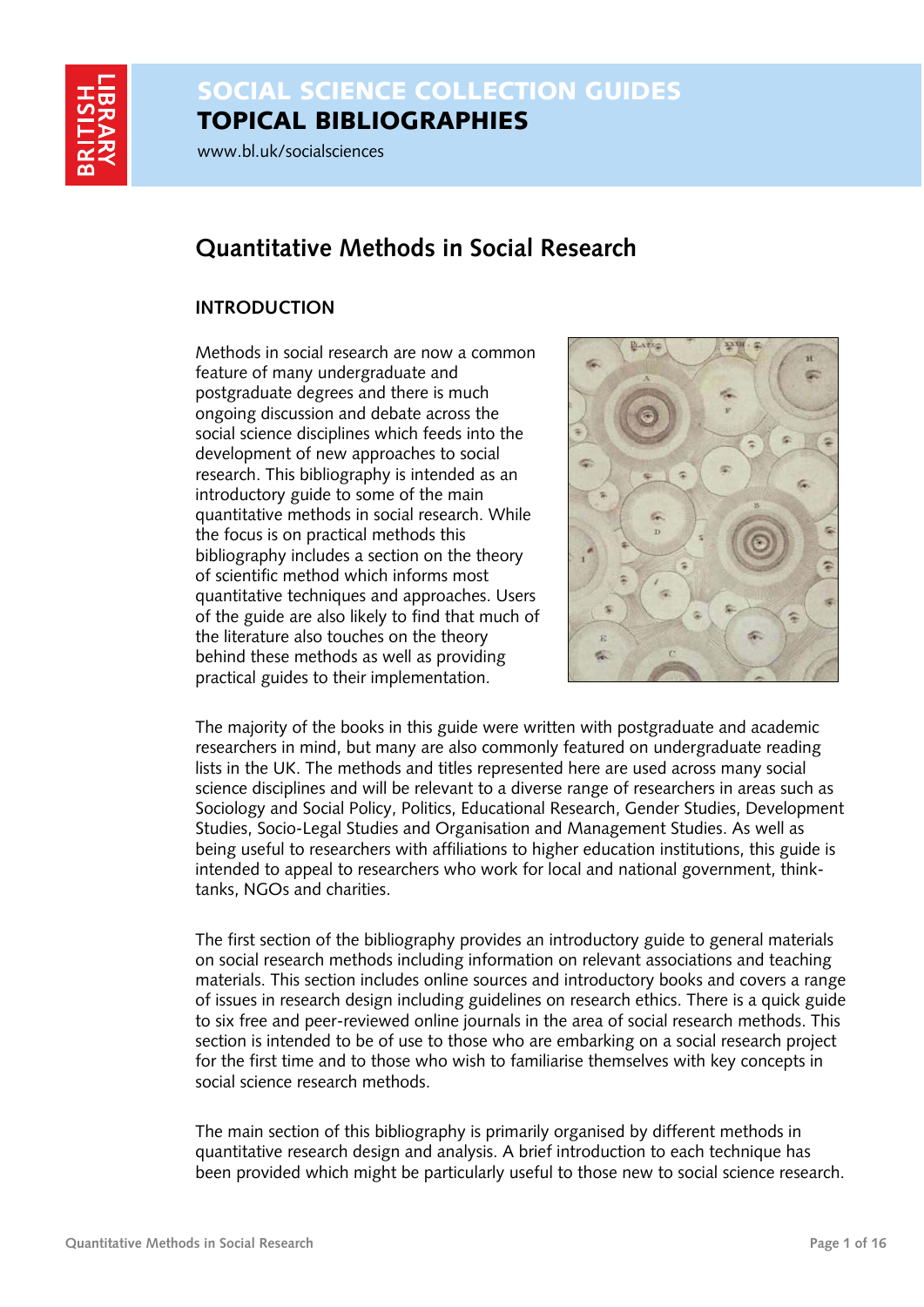SOCIAL SCIENCE COLLECTION GUIDES

TOPICAL BIBLIOGRAPHIES

www.bl.uk/socialsciences

# Quantitative Methods in Social Research

## INTRODUCTION

Methods in social research are now a common feature of many undergraduate and postgraduate degrees and there is much ongoing discussion and debate across the social science disciplines which feeds into the development of new approaches to social research. This bibliography is intended as an introductory guide to some of the main quantitative methods in social research. While the focus is on practical methods this bibliography includes a section on the theory of scientific method which informs most quantitative techniques and approaches. Users of the guide are also likely to find that much of the literature also touches on the theory behind these methods as well as providing practical guides to their implementation.

The majority of the books in this guide were written with postgraduate and academic researchers in mind, but many are also commonly featured on undergraduate reading lists in the UK. The methods and titles represented here are used across many social science disciplines and will be relevant to a diverse range of researchers in areas such as Sociology and Social Policy, Politics, Educational Research, Gender Studies, Development Studies, Socio-Legal Studies and Organisation and Management Studies. As well as being useful to researchers with affiliations to higher education institutions, this guide is intended to appeal to researchers who work for local and national government, think-tanks, NGOs and charities.

The first section of the bibliography provides an introductory guide to general materials on social research methods including information on relevant associations and teaching materials. This section includes online sources and introductory books and covers a range of issues in research design including guidelines on research ethics. There is a quick guide to six free and peer-reviewed online journals in the area of social research methods. This section is intended to be of use to those who are embarking on a social research project for the first time and to those who wish to familiarise themselves with key concepts in social science research methods.

The main section of this bibliography is primarily organised by different methods in quantitative research design and analysis. A brief introduction to each technique has been provided which might be particularly useful to those new to social science research.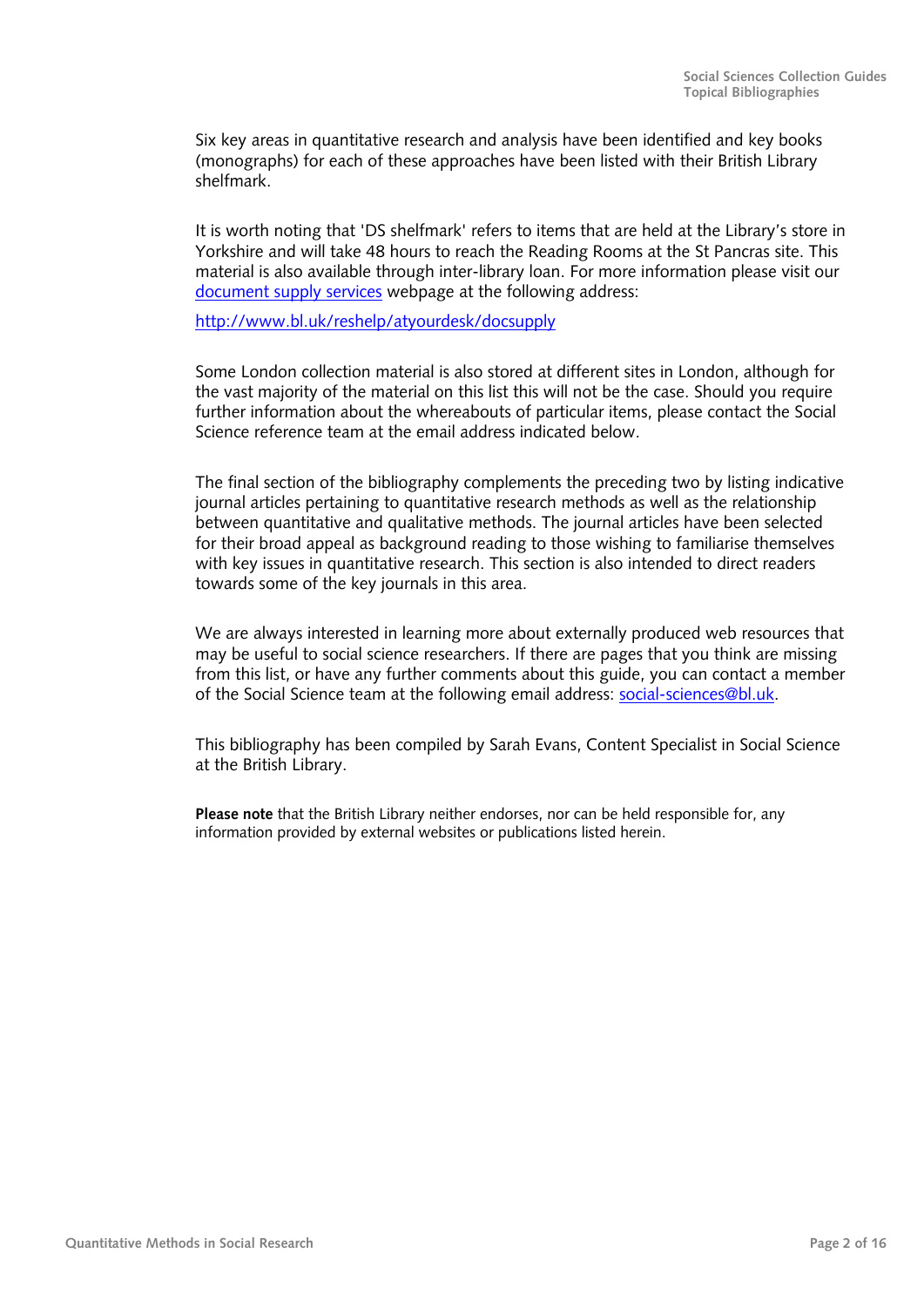Six key areas in quantitative research and analysis have been identified and key books (monographs) for each of these approaches have been listed with their British Library shelfmark.

It is worth noting that 'DS shelfmark' refers to items that are held at the Library's store in Yorkshire and will take 48 hours to reach the Reading Rooms at the St Pancras site. This material is also available through inter-library loan. For more information please visit our [document supply services](http://www.bl.uk/reshelp/atyourdesk/docsupply) webpage at the following address:

[http://www.bl.uk/reshelp/atyourdesk/docsupply](http://www.bl.uk/reshelp/atyourdesk/docsupply)

Some London collection material is also stored at different sites in London, although for the vast majority of the material on this list this will not be the case. Should you require further information about the whereabouts of particular items, please contact the Social Science reference team at the email address indicated below.

The final section of the bibliography complements the preceding two by listing indicative journal articles pertaining to quantitative research methods as well as the relationship between quantitative and qualitative methods. The journal articles have been selected for their broad appeal as background reading to those wishing to familiarise themselves with key issues in quantitative research. This section is also intended to direct readers towards some of the key journals in this area.

We are always interested in learning more about externally produced web resources that may be useful to social science researchers. If there are pages that you think are missing from this list, or have any further comments about this guide, you can contact a member of the Social Science team at the following email address: [social-sciences@bl.uk](mailto:social-sciences@bl.uk).

This bibliography has been compiled by Sarah Evans, Content Specialist in Social Science at the British Library.

**Please note** that the British Library neither endorses, nor can be held responsible for, any information provided by external websites or publications listed herein.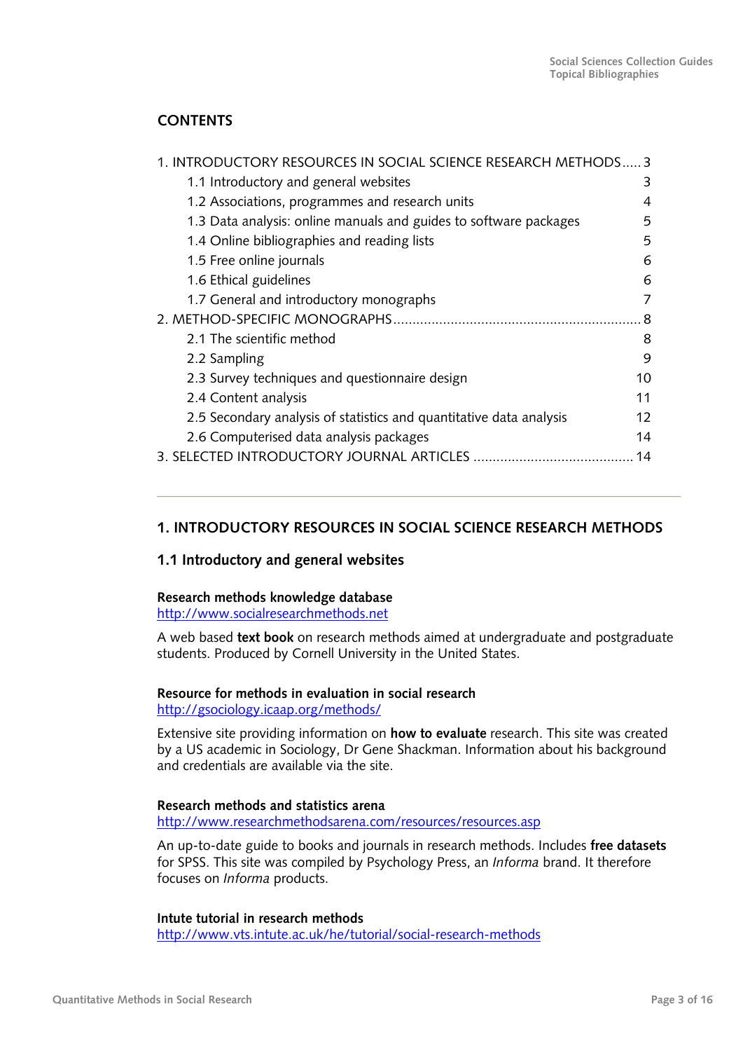## CONTENTS

| | |
|---|---|
| 1. INTRODUCTORY RESOURCES IN SOCIAL SCIENCE RESEARCH METHODS | 3 |
| 1.1 Introductory and general websites | 3 |
| 1.2 Associations, programmes and research units | 4 |
| 1.3 Data analysis: online manuals and guides to software packages | 5 |
| 1.4 Online bibliographies and reading lists | 5 |
| 1.5 Free online journals | 6 |
| 1.6 Ethical guidelines | 6 |
| 1.7 General and introductory monographs | 7 |
| 2. METHOD-SPECIFIC MONOGRAPHS | 8 |
| 2.1 The scientific method | 8 |
| 2.2 Sampling | 9 |
| 2.3 Survey techniques and questionnaire design | 10 |
| 2.4 Content analysis | 11 |
| 2.5 Secondary analysis of statistics and quantitative data analysis | 12 |
| 2.6 Computerised data analysis packages | 14 |
| 3. SELECTED INTRODUCTORY JOURNAL ARTICLES | 14 |

---

## 1. INTRODUCTORY RESOURCES IN SOCIAL SCIENCE RESEARCH METHODS

### 1.1 Introductory and general websites

**Research methods knowledge database**
http://www.socialresearchmethods.net

A web based **text book** on research methods aimed at undergraduate and postgraduate students. Produced by Cornell University in the United States.

**Resource for methods in evaluation in social research**
http://gsociology.icaap.org/methods/

Extensive site providing information on **how to evaluate** research. This site was created by a US academic in Sociology, Dr Gene Shackman. Information about his background and credentials are available via the site.

**Research methods and statistics arena**
http://www.researchmethodsarena.com/resources/resources.asp

An up-to-date guide to books and journals in research methods. Includes **free datasets** for SPSS. This site was compiled by Psychology Press, an *Informa* brand. It therefore focuses on *Informa* products.

**Intute tutorial in research methods**
http://www.vts.intute.ac.uk/he/tutorial/social-research-methods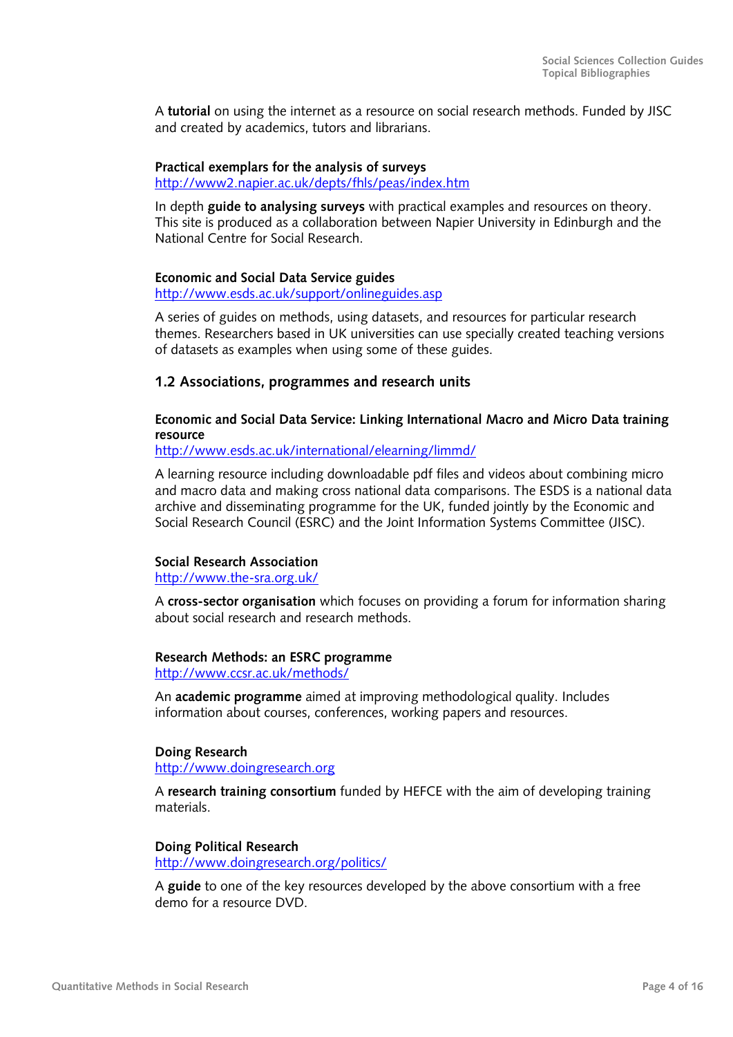A **tutorial** on using the internet as a resource on social research methods. Funded by JISC and created by academics, tutors and librarians.

**Practical exemplars for the analysis of surveys**
http://www2.napier.ac.uk/depts/fhls/peas/index.htm

In depth **guide to analysing surveys** with practical examples and resources on theory. This site is produced as a collaboration between Napier University in Edinburgh and the National Centre for Social Research.

**Economic and Social Data Service guides**
http://www.esds.ac.uk/support/onlineguides.asp

A series of guides on methods, using datasets, and resources for particular research themes. Researchers based in UK universities can use specially created teaching versions of datasets as examples when using some of these guides.

## 1.2 Associations, programmes and research units

**Economic and Social Data Service: Linking International Macro and Micro Data training resource**
http://www.esds.ac.uk/international/elearning/limmd/

A learning resource including downloadable pdf files and videos about combining micro and macro data and making cross national data comparisons. The ESDS is a national data archive and disseminating programme for the UK, funded jointly by the Economic and Social Research Council (ESRC) and the Joint Information Systems Committee (JISC).

**Social Research Association**
http://www.the-sra.org.uk/

A **cross-sector organisation** which focuses on providing a forum for information sharing about social research and research methods.

**Research Methods: an ESRC programme**
http://www.ccsr.ac.uk/methods/

An **academic programme** aimed at improving methodological quality. Includes information about courses, conferences, working papers and resources.

**Doing Research**
http://www.doingresearch.org

A **research training consortium** funded by HEFCE with the aim of developing training materials.

**Doing Political Research**
http://www.doingresearch.org/politics/

A **guide** to one of the key resources developed by the above consortium with a free demo for a resource DVD.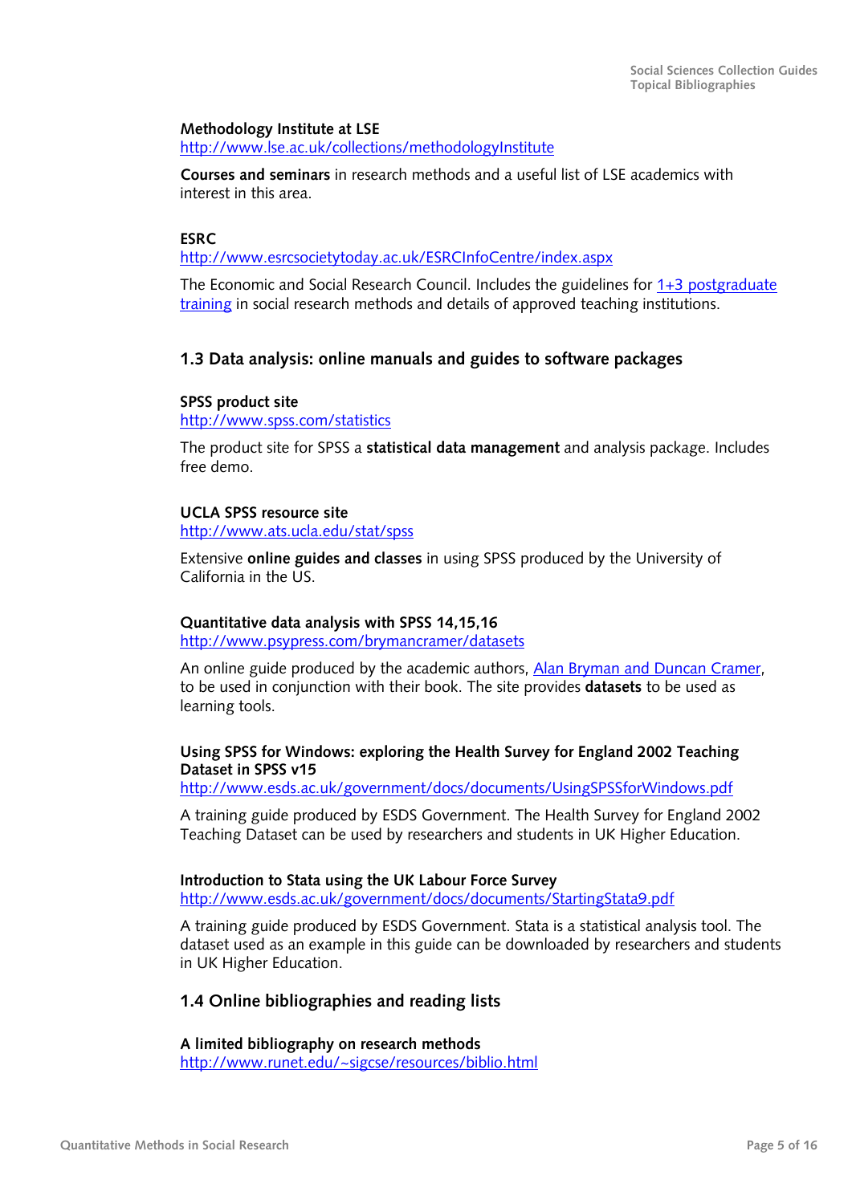**Methodology Institute at LSE**
http://www.lse.ac.uk/collections/methodologyInstitute

**Courses and seminars** in research methods and a useful list of LSE academics with interest in this area.

**ESRC**
http://www.esrcsocietytoday.ac.uk/ESRCInfoCentre/index.aspx

The Economic and Social Research Council. Includes the guidelines for 1+3 postgraduate training in social research methods and details of approved teaching institutions.

## 1.3 Data analysis: online manuals and guides to software packages

**SPSS product site**
http://www.spss.com/statistics

The product site for SPSS a **statistical data management** and analysis package. Includes free demo.

**UCLA SPSS resource site**
http://www.ats.ucla.edu/stat/spss

Extensive **online guides and classes** in using SPSS produced by the University of California in the US.

**Quantitative data analysis with SPSS 14,15,16**
http://www.psypress.com/brymancramer/datasets

An online guide produced by the academic authors, Alan Bryman and Duncan Cramer, to be used in conjunction with their book. The site provides **datasets** to be used as learning tools.

**Using SPSS for Windows: exploring the Health Survey for England 2002 Teaching Dataset in SPSS v15**
http://www.esds.ac.uk/government/docs/documents/UsingSPSSforWindows.pdf

A training guide produced by ESDS Government. The Health Survey for England 2002 Teaching Dataset can be used by researchers and students in UK Higher Education.

**Introduction to Stata using the UK Labour Force Survey**
http://www.esds.ac.uk/government/docs/documents/StartingStata9.pdf

A training guide produced by ESDS Government. Stata is a statistical analysis tool. The dataset used as an example in this guide can be downloaded by researchers and students in UK Higher Education.

## 1.4 Online bibliographies and reading lists

**A limited bibliography on research methods**
http://www.runet.edu/~sigcse/resources/biblio.html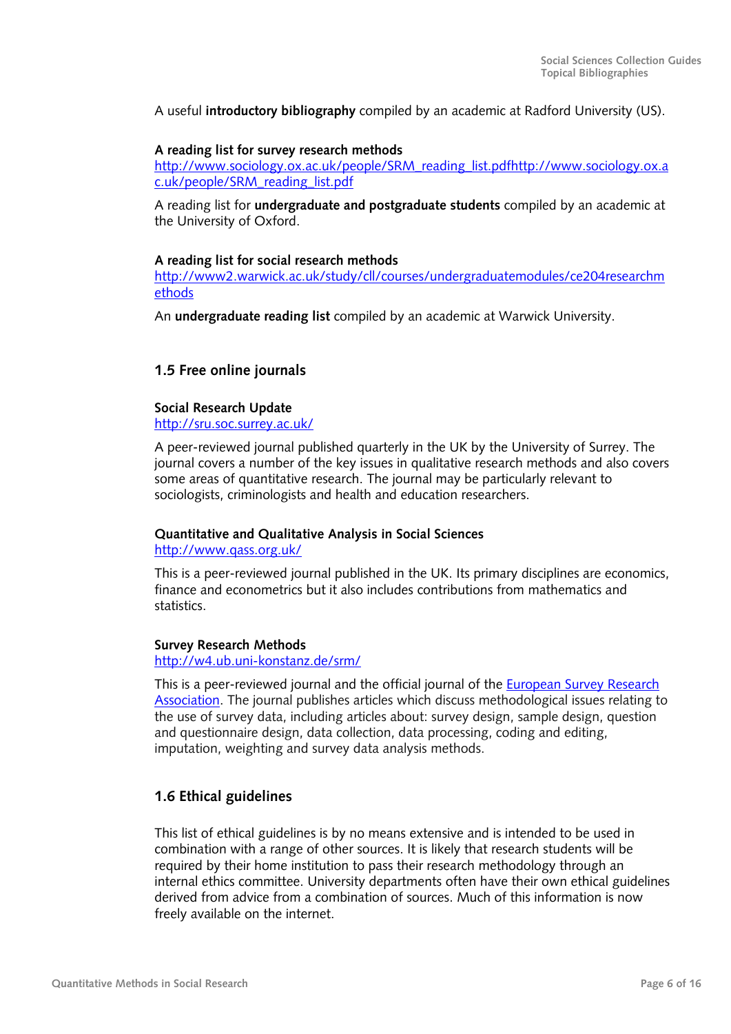A useful **introductory bibliography** compiled by an academic at Radford University (US).

**A reading list for survey research methods**
http://www.sociology.ox.ac.uk/people/SRM_reading_list.pdfhttp://www.sociology.ox.ac.uk/people/SRM_reading_list.pdf

A reading list for **undergraduate and postgraduate students** compiled by an academic at the University of Oxford.

**A reading list for social research methods**
http://www2.warwick.ac.uk/study/cll/courses/undergraduatemodules/ce204researchmethods

An **undergraduate reading list** compiled by an academic at Warwick University.

## 1.5 Free online journals

**Social Research Update**
http://sru.soc.surrey.ac.uk/

A peer-reviewed journal published quarterly in the UK by the University of Surrey. The journal covers a number of the key issues in qualitative research methods and also covers some areas of quantitative research. The journal may be particularly relevant to sociologists, criminologists and health and education researchers.

**Quantitative and Qualitative Analysis in Social Sciences**
http://www.qass.org.uk/

This is a peer-reviewed journal published in the UK. Its primary disciplines are economics, finance and econometrics but it also includes contributions from mathematics and statistics.

**Survey Research Methods**
http://w4.ub.uni-konstanz.de/srm/

This is a peer-reviewed journal and the official journal of the European Survey Research Association. The journal publishes articles which discuss methodological issues relating to the use of survey data, including articles about: survey design, sample design, question and questionnaire design, data collection, data processing, coding and editing, imputation, weighting and survey data analysis methods.

## 1.6 Ethical guidelines

This list of ethical guidelines is by no means extensive and is intended to be used in combination with a range of other sources. It is likely that research students will be required by their home institution to pass their research methodology through an internal ethics committee. University departments often have their own ethical guidelines derived from advice from a combination of sources. Much of this information is now freely available on the internet.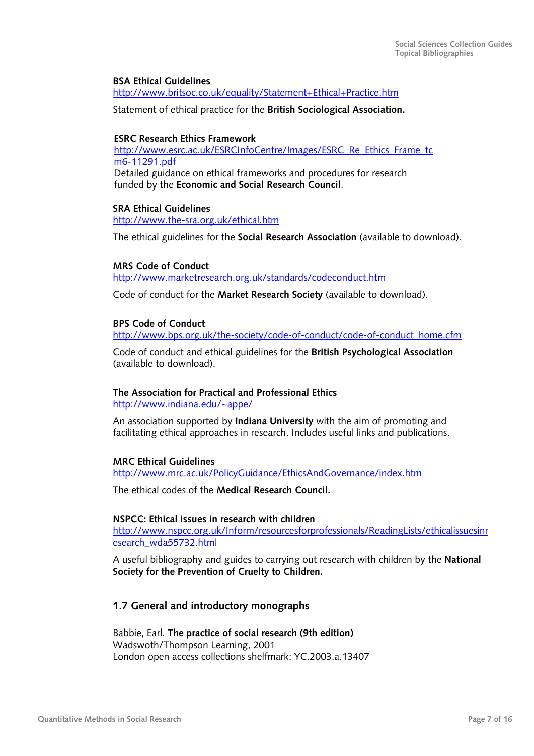**BSA Ethical Guidelines**
http://www.britsoc.co.uk/equality/Statement+Ethical+Practice.htm

Statement of ethical practice for the **British Sociological Association.**

**ESRC Research Ethics Framework**
http://www.esrc.ac.uk/ESRCInfoCentre/Images/ESRC_Re_Ethics_Frame_tcm6-11291.pdf
Detailed guidance on ethical frameworks and procedures for research funded by the **Economic and Social Research Council**.

**SRA Ethical Guidelines**
http://www.the-sra.org.uk/ethical.htm

The ethical guidelines for the **Social Research Association** (available to download).

**MRS Code of Conduct**
http://www.marketresearch.org.uk/standards/codeconduct.htm

Code of conduct for the **Market Research Society** (available to download).

**BPS Code of Conduct**
http://www.bps.org.uk/the-society/code-of-conduct/code-of-conduct_home.cfm

Code of conduct and ethical guidelines for the **British Psychological Association** (available to download).

**The Association for Practical and Professional Ethics**
http://www.indiana.edu/~appe/

An association supported by **Indiana University** with the aim of promoting and facilitating ethical approaches in research. Includes useful links and publications.

**MRC Ethical Guidelines**
http://www.mrc.ac.uk/PolicyGuidance/EthicsAndGovernance/index.htm

The ethical codes of the **Medical Research Council.**

**NSPCC: Ethical issues in research with children**
http://www.nspcc.org.uk/Inform/resourcesforprofessionals/ReadingLists/ethicalissuesinresearch_wda55732.html

A useful bibliography and guides to carrying out research with children by the **National Society for the Prevention of Cruelty to Children.**

## 1.7 General and introductory monographs

Babbie, Earl. **The practice of social research (9th edition)**
Wadswoth/Thompson Learning, 2001
London open access collections shelfmark: YC.2003.a.13407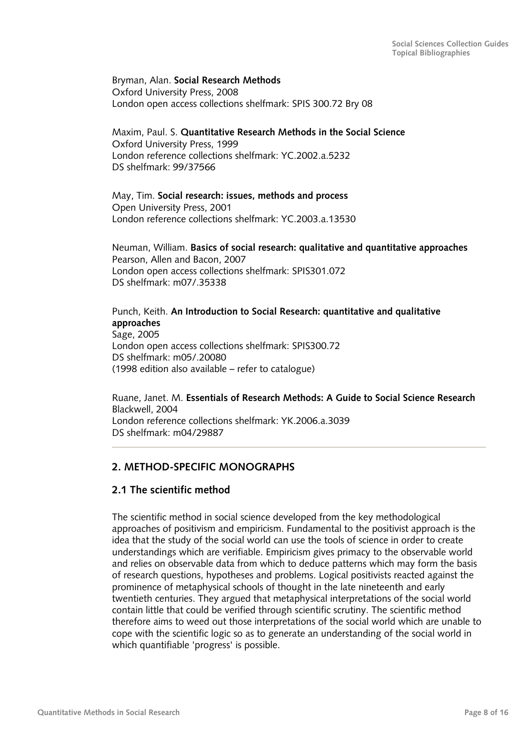Bryman, Alan. **Social Research Methods**
Oxford University Press, 2008
London open access collections shelfmark: SPIS 300.72 Bry 08

Maxim, Paul. S. **Quantitative Research Methods in the Social Science**
Oxford University Press, 1999
London reference collections shelfmark: YC.2002.a.5232
DS shelfmark: 99/37566

May, Tim. **Social research: issues, methods and process**
Open University Press, 2001
London reference collections shelfmark: YC.2003.a.13530

Neuman, William. **Basics of social research: qualitative and quantitative approaches**
Pearson, Allen and Bacon, 2007
London open access collections shelfmark: SPIS301.072
DS shelfmark: m07/.35338

Punch, Keith. **An Introduction to Social Research: quantitative and qualitative approaches**
Sage, 2005
London open access collections shelfmark: SPIS300.72
DS shelfmark: m05/.20080
(1998 edition also available – refer to catalogue)

Ruane, Janet. M. **Essentials of Research Methods: A Guide to Social Science Research**
Blackwell, 2004
London reference collections shelfmark: YK.2006.a.3039
DS shelfmark: m04/29887

---

## 2. METHOD-SPECIFIC MONOGRAPHS

### 2.1 The scientific method

The scientific method in social science developed from the key methodological approaches of positivism and empiricism. Fundamental to the positivist approach is the idea that the study of the social world can use the tools of science in order to create understandings which are verifiable. Empiricism gives primacy to the observable world and relies on observable data from which to deduce patterns which may form the basis of research questions, hypotheses and problems. Logical positivists reacted against the prominence of metaphysical schools of thought in the late nineteenth and early twentieth centuries. They argued that metaphysical interpretations of the social world contain little that could be verified through scientific scrutiny. The scientific method therefore aims to weed out those interpretations of the social world which are unable to cope with the scientific logic so as to generate an understanding of the social world in which quantifiable 'progress' is possible.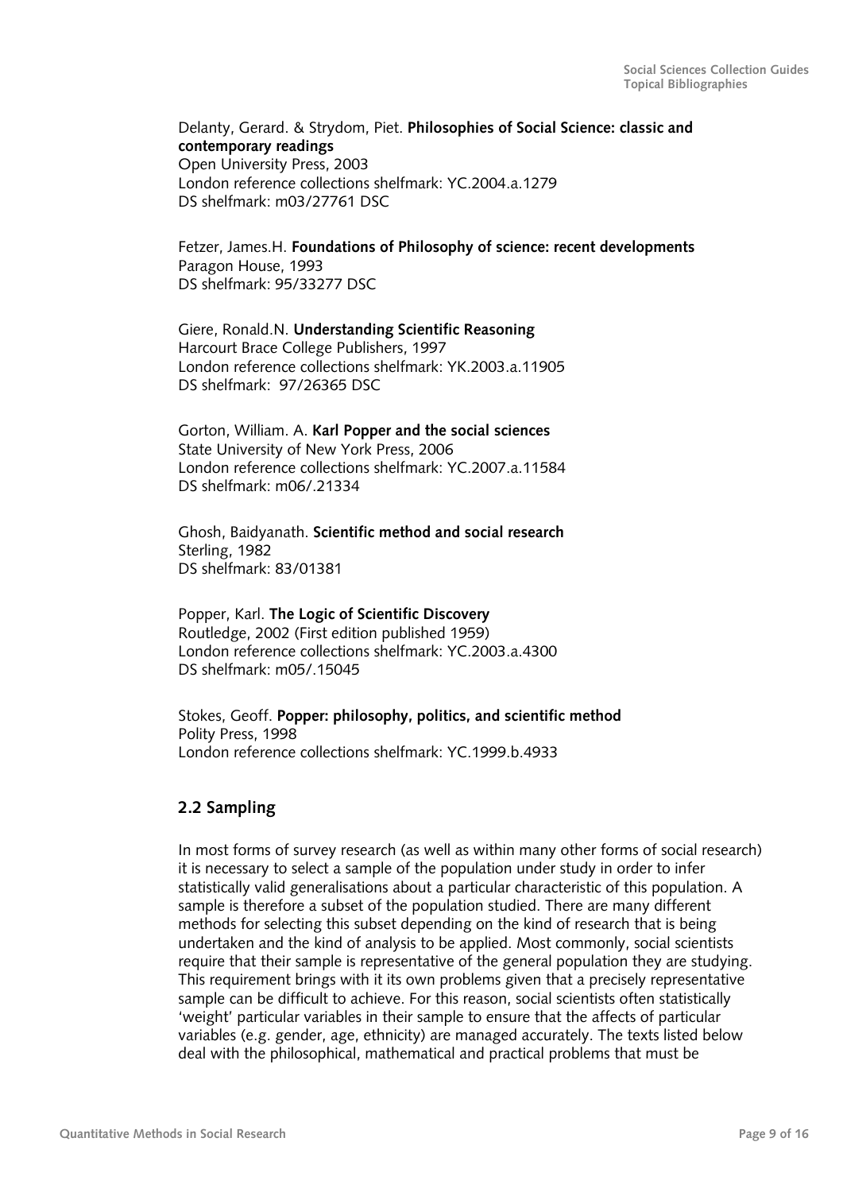Delanty, Gerard. & Strydom, Piet. **Philosophies of Social Science: classic and contemporary readings**
Open University Press, 2003
London reference collections shelfmark: YC.2004.a.1279
DS shelfmark: m03/27761 DSC

Fetzer, James.H. **Foundations of Philosophy of science: recent developments**
Paragon House, 1993
DS shelfmark: 95/33277 DSC

Giere, Ronald.N. **Understanding Scientific Reasoning**
Harcourt Brace College Publishers, 1997
London reference collections shelfmark: YK.2003.a.11905
DS shelfmark: 97/26365 DSC

Gorton, William. A. **Karl Popper and the social sciences**
State University of New York Press, 2006
London reference collections shelfmark: YC.2007.a.11584
DS shelfmark: m06/.21334

Ghosh, Baidyanath. **Scientific method and social research**
Sterling, 1982
DS shelfmark: 83/01381

Popper, Karl. **The Logic of Scientific Discovery**
Routledge, 2002 (First edition published 1959)
London reference collections shelfmark: YC.2003.a.4300
DS shelfmark: m05/.15045

Stokes, Geoff. **Popper: philosophy, politics, and scientific method**
Polity Press, 1998
London reference collections shelfmark: YC.1999.b.4933

## 2.2 Sampling

In most forms of survey research (as well as within many other forms of social research) it is necessary to select a sample of the population under study in order to infer statistically valid generalisations about a particular characteristic of this population. A sample is therefore a subset of the population studied. There are many different methods for selecting this subset depending on the kind of research that is being undertaken and the kind of analysis to be applied. Most commonly, social scientists require that their sample is representative of the general population they are studying. This requirement brings with it its own problems given that a precisely representative sample can be difficult to achieve. For this reason, social scientists often statistically 'weight' particular variables in their sample to ensure that the affects of particular variables (e.g. gender, age, ethnicity) are managed accurately. The texts listed below deal with the philosophical, mathematical and practical problems that must be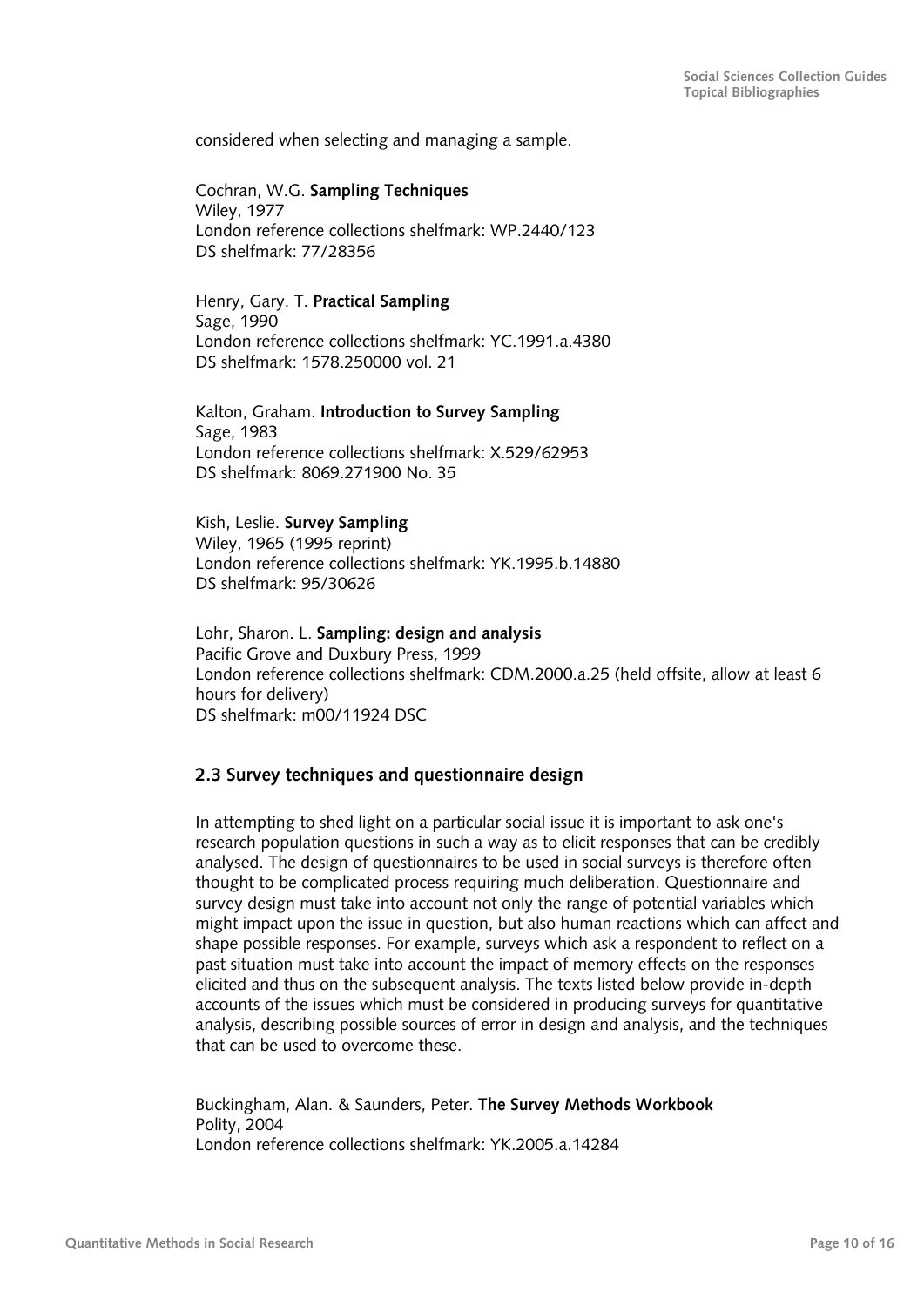considered when selecting and managing a sample.

Cochran, W.G. **Sampling Techniques**
Wiley, 1977
London reference collections shelfmark: WP.2440/123
DS shelfmark: 77/28356

Henry, Gary. T. **Practical Sampling**
Sage, 1990
London reference collections shelfmark: YC.1991.a.4380
DS shelfmark: 1578.250000 vol. 21

Kalton, Graham. **Introduction to Survey Sampling**
Sage, 1983
London reference collections shelfmark: X.529/62953
DS shelfmark: 8069.271900 No. 35

Kish, Leslie. **Survey Sampling**
Wiley, 1965 (1995 reprint)
London reference collections shelfmark: YK.1995.b.14880
DS shelfmark: 95/30626

Lohr, Sharon. L. **Sampling: design and analysis**
Pacific Grove and Duxbury Press, 1999
London reference collections shelfmark: CDM.2000.a.25 (held offsite, allow at least 6 hours for delivery)
DS shelfmark: m00/11924 DSC

## 2.3 Survey techniques and questionnaire design

In attempting to shed light on a particular social issue it is important to ask one's research population questions in such a way as to elicit responses that can be credibly analysed. The design of questionnaires to be used in social surveys is therefore often thought to be complicated process requiring much deliberation. Questionnaire and survey design must take into account not only the range of potential variables which might impact upon the issue in question, but also human reactions which can affect and shape possible responses. For example, surveys which ask a respondent to reflect on a past situation must take into account the impact of memory effects on the responses elicited and thus on the subsequent analysis. The texts listed below provide in-depth accounts of the issues which must be considered in producing surveys for quantitative analysis, describing possible sources of error in design and analysis, and the techniques that can be used to overcome these.

Buckingham, Alan. & Saunders, Peter. **The Survey Methods Workbook**
Polity, 2004
London reference collections shelfmark: YK.2005.a.14284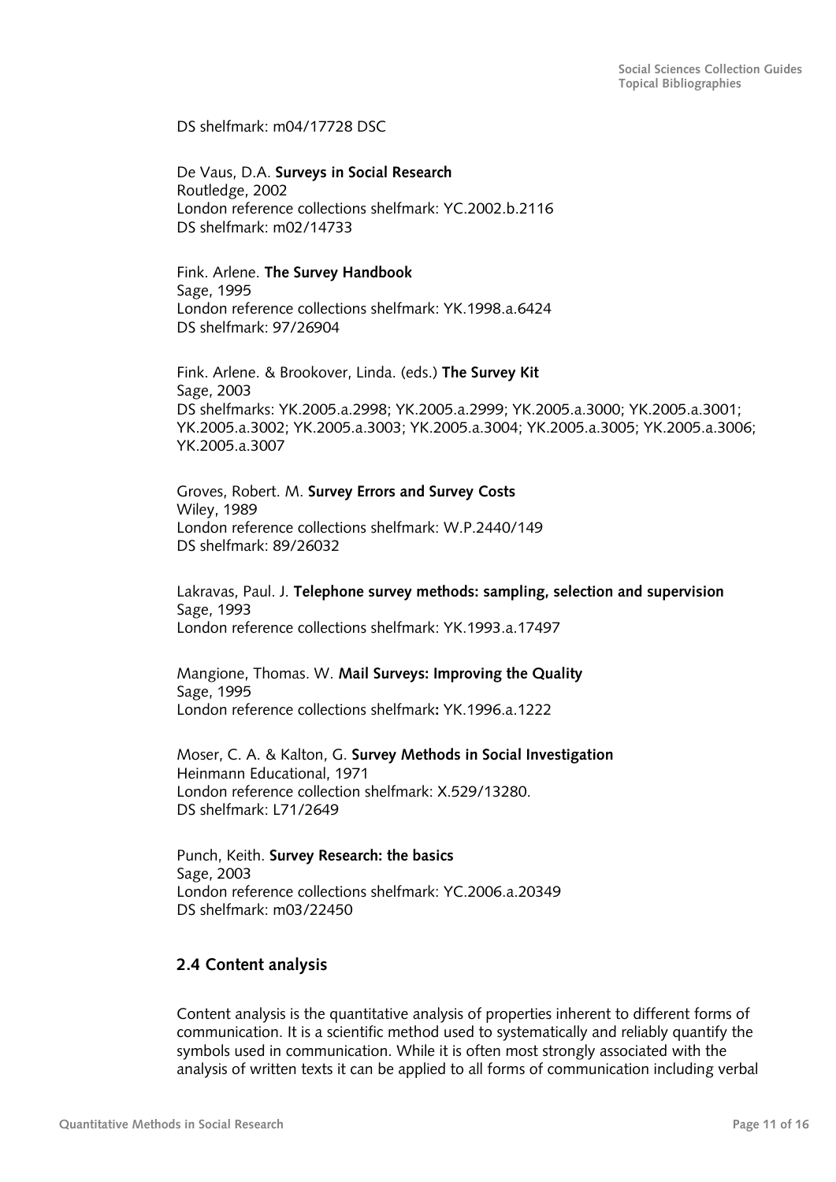DS shelfmark: m04/17728 DSC

De Vaus, D.A. **Surveys in Social Research**
Routledge, 2002
London reference collections shelfmark: YC.2002.b.2116
DS shelfmark: m02/14733

Fink. Arlene. **The Survey Handbook**
Sage, 1995
London reference collections shelfmark: YK.1998.a.6424
DS shelfmark: 97/26904

Fink. Arlene. & Brookover, Linda. (eds.) **The Survey Kit**
Sage, 2003
DS shelfmarks: YK.2005.a.2998; YK.2005.a.2999; YK.2005.a.3000; YK.2005.a.3001; YK.2005.a.3002; YK.2005.a.3003; YK.2005.a.3004; YK.2005.a.3005; YK.2005.a.3006; YK.2005.a.3007

Groves, Robert. M. **Survey Errors and Survey Costs**
Wiley, 1989
London reference collections shelfmark: W.P.2440/149
DS shelfmark: 89/26032

Lakravas, Paul. J. **Telephone survey methods: sampling, selection and supervision**
Sage, 1993
London reference collections shelfmark: YK.1993.a.17497

Mangione, Thomas. W. **Mail Surveys: Improving the Quality**
Sage, 1995
London reference collections shelfmark**:** YK.1996.a.1222

Moser, C. A. & Kalton, G. **Survey Methods in Social Investigation**
Heinmann Educational, 1971
London reference collection shelfmark: X.529/13280.
DS shelfmark: L71/2649

Punch, Keith. **Survey Research: the basics**
Sage, 2003
London reference collections shelfmark: YC.2006.a.20349
DS shelfmark: m03/22450

## 2.4 Content analysis

Content analysis is the quantitative analysis of properties inherent to different forms of communication. It is a scientific method used to systematically and reliably quantify the symbols used in communication. While it is often most strongly associated with the analysis of written texts it can be applied to all forms of communication including verbal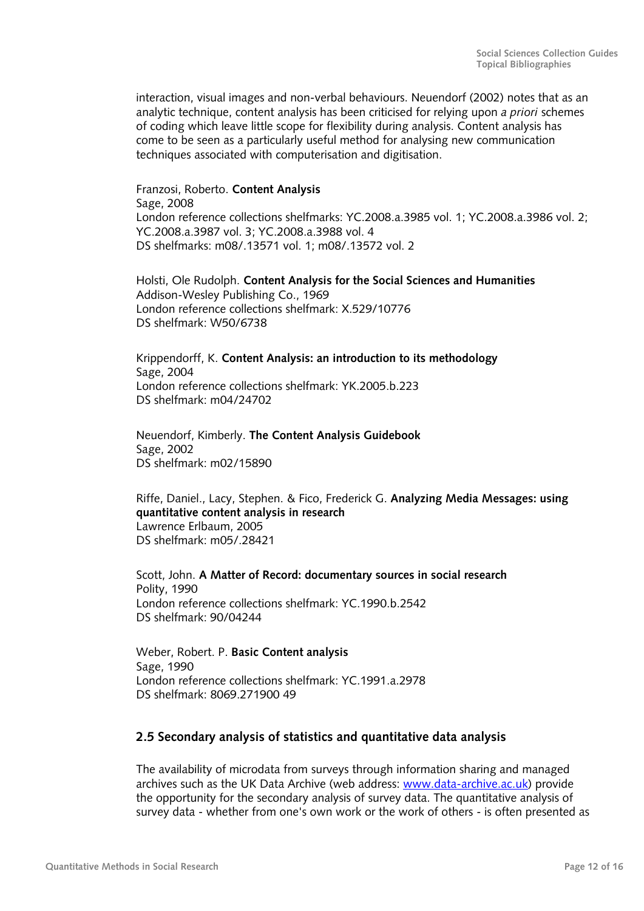interaction, visual images and non-verbal behaviours. Neuendorf (2002) notes that as an analytic technique, content analysis has been criticised for relying upon *a priori* schemes of coding which leave little scope for flexibility during analysis. Content analysis has come to be seen as a particularly useful method for analysing new communication techniques associated with computerisation and digitisation.

Franzosi, Roberto. **Content Analysis**
Sage, 2008
London reference collections shelfmarks: YC.2008.a.3985 vol. 1; YC.2008.a.3986 vol. 2; YC.2008.a.3987 vol. 3; YC.2008.a.3988 vol. 4
DS shelfmarks: m08/.13571 vol. 1; m08/.13572 vol. 2

Holsti, Ole Rudolph. **Content Analysis for the Social Sciences and Humanities**
Addison-Wesley Publishing Co., 1969
London reference collections shelfmark: X.529/10776
DS shelfmark: W50/6738

Krippendorff, K. **Content Analysis: an introduction to its methodology**
Sage, 2004
London reference collections shelfmark: YK.2005.b.223
DS shelfmark: m04/24702

Neuendorf, Kimberly. **The Content Analysis Guidebook**
Sage, 2002
DS shelfmark: m02/15890

Riffe, Daniel., Lacy, Stephen. & Fico, Frederick G. **Analyzing Media Messages: using quantitative content analysis in research**
Lawrence Erlbaum, 2005
DS shelfmark: m05/.28421

Scott, John. **A Matter of Record: documentary sources in social research**
Polity, 1990
London reference collections shelfmark: YC.1990.b.2542
DS shelfmark: 90/04244

Weber, Robert. P. **Basic Content analysis**
Sage, 1990
London reference collections shelfmark: YC.1991.a.2978
DS shelfmark: 8069.271900 49

## 2.5 Secondary analysis of statistics and quantitative data analysis

The availability of microdata from surveys through information sharing and managed archives such as the UK Data Archive (web address: www.data-archive.ac.uk) provide the opportunity for the secondary analysis of survey data. The quantitative analysis of survey data - whether from one's own work or the work of others - is often presented as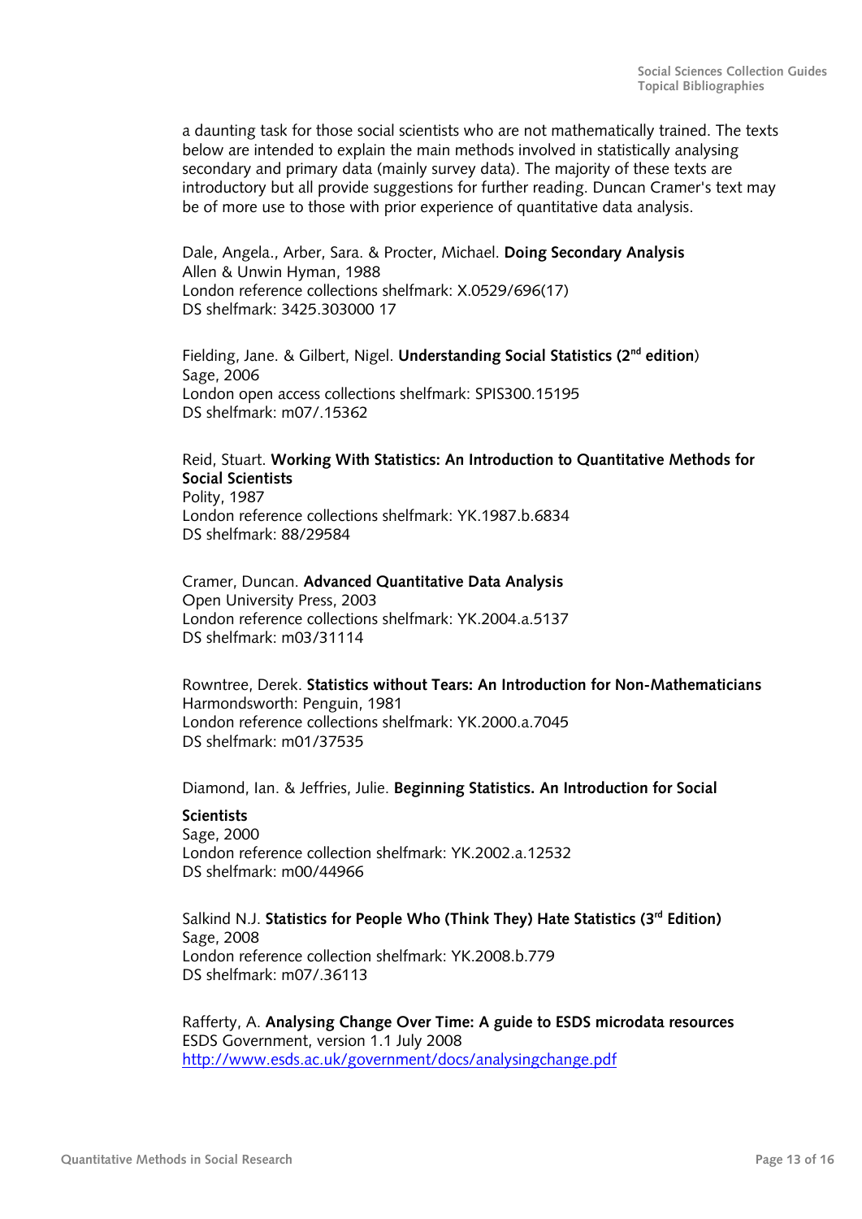a daunting task for those social scientists who are not mathematically trained. The texts below are intended to explain the main methods involved in statistically analysing secondary and primary data (mainly survey data). The majority of these texts are introductory but all provide suggestions for further reading. Duncan Cramer's text may be of more use to those with prior experience of quantitative data analysis.

Dale, Angela., Arber, Sara. & Procter, Michael. **Doing Secondary Analysis**
Allen & Unwin Hyman, 1988
London reference collections shelfmark: X.0529/696(17)
DS shelfmark: 3425.303000 17

Fielding, Jane. & Gilbert, Nigel. **Understanding Social Statistics (2nd edition**)
Sage, 2006
London open access collections shelfmark: SPIS300.15195
DS shelfmark: m07/.15362

Reid, Stuart. **Working With Statistics: An Introduction to Quantitative Methods for Social Scientists**
Polity, 1987
London reference collections shelfmark: YK.1987.b.6834
DS shelfmark: 88/29584

Cramer, Duncan. **Advanced Quantitative Data Analysis**
Open University Press, 2003
London reference collections shelfmark: YK.2004.a.5137
DS shelfmark: m03/31114

Rowntree, Derek. **Statistics without Tears: An Introduction for Non-Mathematicians**
Harmondsworth: Penguin, 1981
London reference collections shelfmark: YK.2000.a.7045
DS shelfmark: m01/37535

Diamond, Ian. & Jeffries, Julie. **Beginning Statistics. An Introduction for Social Scientists**
Sage, 2000
London reference collection shelfmark: YK.2002.a.12532
DS shelfmark: m00/44966

Salkind N.J. **Statistics for People Who (Think They) Hate Statistics (3rd Edition)**
Sage, 2008
London reference collection shelfmark: YK.2008.b.779
DS shelfmark: m07/.36113

Rafferty, A. **Analysing Change Over Time: A guide to ESDS microdata resources**
ESDS Government, version 1.1 July 2008
http://www.esds.ac.uk/government/docs/analysingchange.pdf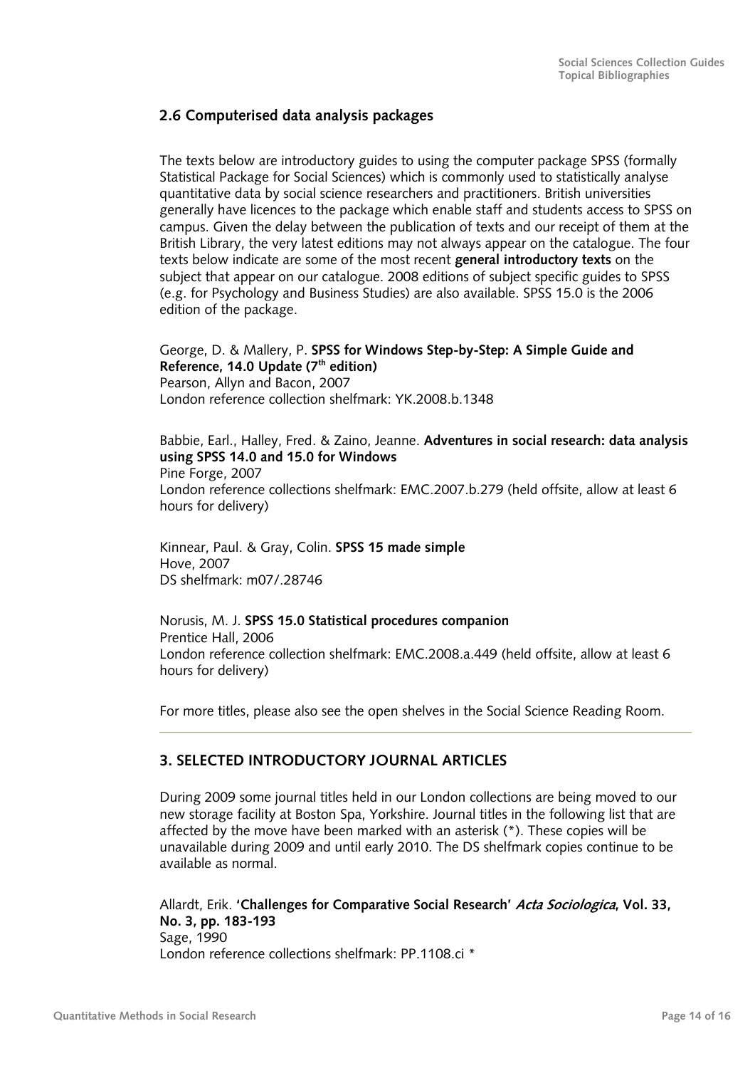## 2.6 Computerised data analysis packages

The texts below are introductory guides to using the computer package SPSS (formally Statistical Package for Social Sciences) which is commonly used to statistically analyse quantitative data by social science researchers and practitioners. British universities generally have licences to the package which enable staff and students access to SPSS on campus. Given the delay between the publication of texts and our receipt of them at the British Library, the very latest editions may not always appear on the catalogue. The four texts below indicate are some of the most recent **general introductory texts** on the subject that appear on our catalogue. 2008 editions of subject specific guides to SPSS (e.g. for Psychology and Business Studies) are also available. SPSS 15.0 is the 2006 edition of the package.

George, D. & Mallery, P. **SPSS for Windows Step-by-Step: A Simple Guide and Reference, 14.0 Update (7th edition)**
Pearson, Allyn and Bacon, 2007
London reference collection shelfmark: YK.2008.b.1348

Babbie, Earl., Halley, Fred. & Zaino, Jeanne. **Adventures in social research: data analysis using SPSS 14.0 and 15.0 for Windows**
Pine Forge, 2007
London reference collections shelfmark: EMC.2007.b.279 (held offsite, allow at least 6 hours for delivery)

Kinnear, Paul. & Gray, Colin. **SPSS 15 made simple**
Hove, 2007
DS shelfmark: m07/.28746

Norusis, M. J. **SPSS 15.0 Statistical procedures companion**
Prentice Hall, 2006
London reference collection shelfmark: EMC.2008.a.449 (held offsite, allow at least 6 hours for delivery)

For more titles, please also see the open shelves in the Social Science Reading Room.

## 3. SELECTED INTRODUCTORY JOURNAL ARTICLES

During 2009 some journal titles held in our London collections are being moved to our new storage facility at Boston Spa, Yorkshire. Journal titles in the following list that are affected by the move have been marked with an asterisk (*). These copies will be unavailable during 2009 and until early 2010. The DS shelfmark copies continue to be available as normal.

Allardt, Erik. **'Challenges for Comparative Social Research'** ***Acta Sociologica*****, Vol. 33, No. 3, pp. 183-193**
Sage, 1990
London reference collections shelfmark: PP.1108.ci *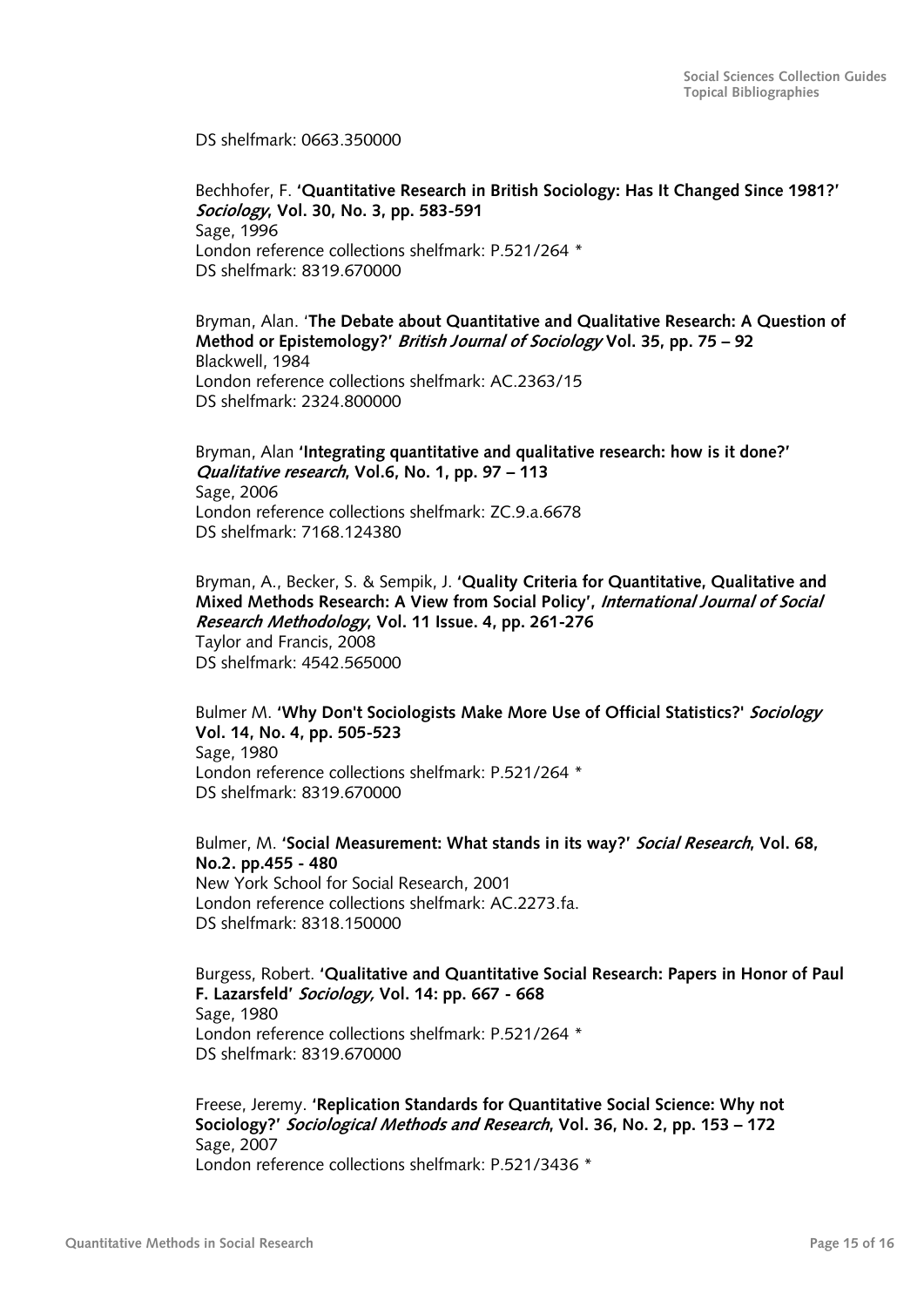DS shelfmark: 0663.350000

Bechhofer, F. **'Quantitative Research in British Sociology: Has It Changed Since 1981?' *Sociology*, Vol. 30, No. 3, pp. 583-591**
Sage, 1996
London reference collections shelfmark: P.521/264 *
DS shelfmark: 8319.670000

Bryman, Alan. '**The Debate about Quantitative and Qualitative Research: A Question of Method or Epistemology?' *British Journal of Sociology* Vol. 35, pp. 75 – 92**
Blackwell, 1984
London reference collections shelfmark: AC.2363/15
DS shelfmark: 2324.800000

Bryman, Alan **'Integrating quantitative and qualitative research: how is it done?' *Qualitative research*, Vol.6, No. 1, pp. 97 – 113**
Sage, 2006
London reference collections shelfmark: ZC.9.a.6678
DS shelfmark: 7168.124380

Bryman, A., Becker, S. & Sempik, J. **'Quality Criteria for Quantitative, Qualitative and Mixed Methods Research: A View from Social Policy', *International Journal of Social Research Methodology*, Vol. 11 Issue. 4, pp. 261-276**
Taylor and Francis, 2008
DS shelfmark: 4542.565000

Bulmer M. **'Why Don't Sociologists Make More Use of Official Statistics?' *Sociology* Vol. 14, No. 4, pp. 505-523**
Sage, 1980
London reference collections shelfmark: P.521/264 *
DS shelfmark: 8319.670000

Bulmer, M. **'Social Measurement: What stands in its way?' *Social Research*, Vol. 68, No.2. pp.455 - 480**
New York School for Social Research, 2001
London reference collections shelfmark: AC.2273.fa.
DS shelfmark: 8318.150000

Burgess, Robert. **'Qualitative and Quantitative Social Research: Papers in Honor of Paul F. Lazarsfeld' *Sociology,* Vol. 14: pp. 667 - 668**
Sage, 1980
London reference collections shelfmark: P.521/264 *
DS shelfmark: 8319.670000

Freese, Jeremy. **'Replication Standards for Quantitative Social Science: Why not Sociology?' *Sociological Methods and Research*, Vol. 36, No. 2, pp. 153 – 172**
Sage, 2007
London reference collections shelfmark: P.521/3436 *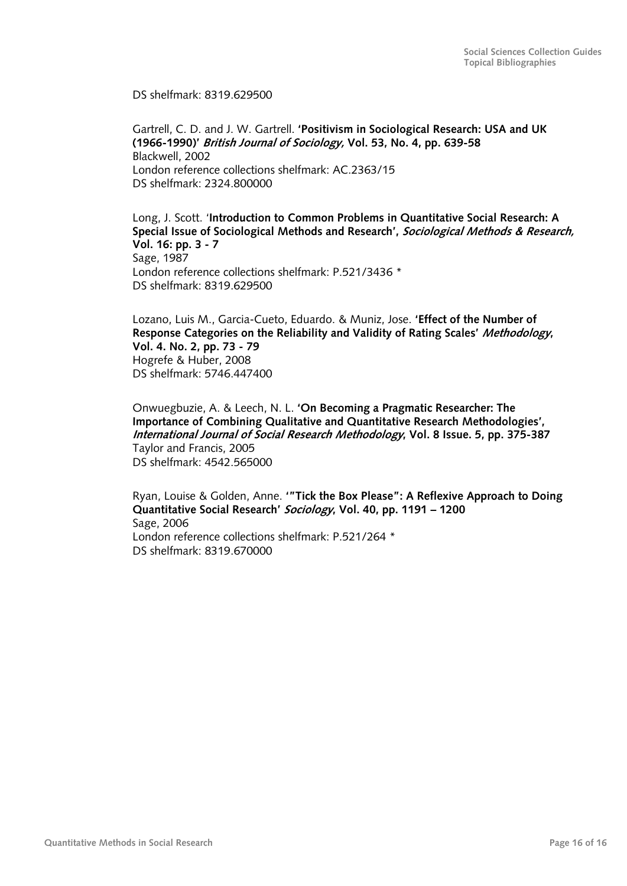DS shelfmark: 8319.629500

Gartrell, C. D. and J. W. Gartrell. **'Positivism in Sociological Research: USA and UK (1966-1990)'** ***British Journal of Sociology,*** **Vol. 53, No. 4, pp. 639-58**
Blackwell, 2002
London reference collections shelfmark: AC.2363/15
DS shelfmark: 2324.800000

Long, J. Scott. '**Introduction to Common Problems in Quantitative Social Research: A Special Issue of Sociological Methods and Research',** ***Sociological Methods & Research,*** **Vol. 16: pp. 3 - 7**
Sage, 1987
London reference collections shelfmark: P.521/3436 *
DS shelfmark: 8319.629500

Lozano, Luis M., Garcia-Cueto, Eduardo. & Muniz, Jose. **'Effect of the Number of Response Categories on the Reliability and Validity of Rating Scales'** ***Methodology*****, Vol. 4. No. 2, pp. 73 - 79**
Hogrefe & Huber, 2008
DS shelfmark: 5746.447400

Onwuegbuzie, A. & Leech, N. L. **'On Becoming a Pragmatic Researcher: The Importance of Combining Qualitative and Quantitative Research Methodologies',** ***International Journal of Social Research Methodology*****, Vol. 8 Issue. 5, pp. 375-387**
Taylor and Francis, 2005
DS shelfmark: 4542.565000

Ryan, Louise & Golden, Anne. **'"Tick the Box Please": A Reflexive Approach to Doing Quantitative Social Research'** ***Sociology*****, Vol. 40, pp. 1191 – 1200**
Sage, 2006
London reference collections shelfmark: P.521/264 *
DS shelfmark: 8319.670000